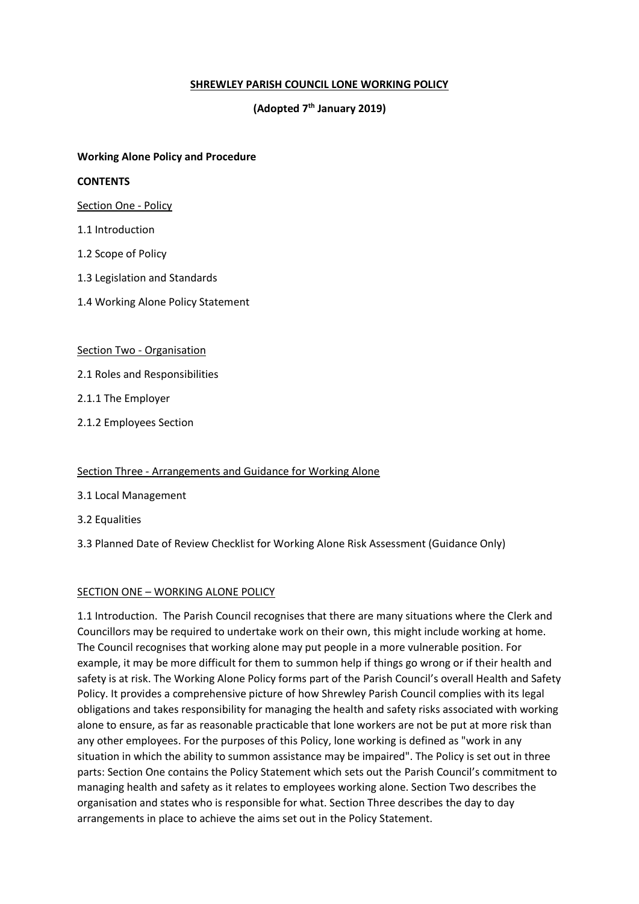**SHREWLEY PARISH COUNCIL LONE WORKING POLICY**

**(Adopted 7th January 2019)**

**Working Alone Policy and Procedure**

**CONTENTS**

Section One - Policy

1.1 Introduction

1.2 Scope of Policy

1.3 Legislation and Standards

1.4 Working Alone Policy Statement

Section Two - Organisation

2.1 Roles and Responsibilities

2.1.1 The Employer

2.1.2 Employees Section

Section Three - Arrangements and Guidance for Working Alone

3.1 Local Management

3.2 Equalities

3.3 Planned Date of Review Checklist for Working Alone Risk Assessment (Guidance Only)

SECTION ONE – WORKING ALONE POLICY

1.1 Introduction. The Parish Council recognises that there are many situations where the Clerk and Councillors may be required to undertake work on their own, this might include working at home. The Council recognises that working alone may put people in a more vulnerable position. For example, it may be more difficult for them to summon help if things go wrong or if their health and safety is at risk. The Working Alone Policy forms part of the Parish Council's overall Health and Safety Policy. It provides a comprehensive picture of how Shrewley Parish Council complies with its legal obligations and takes responsibility for managing the health and safety risks associated with working alone to ensure, as far as reasonable practicable that lone workers are not be put at more risk than any other employees. For the purposes of this Policy, lone working is defined as "work in any situation in which the ability to summon assistance may be impaired". The Policy is set out in three parts: Section One contains the Policy Statement which sets out the Parish Council's commitment to managing health and safety as it relates to employees working alone. Section Two describes the organisation and states who is responsible for what. Section Three describes the day to day arrangements in place to achieve the aims set out in the Policy Statement.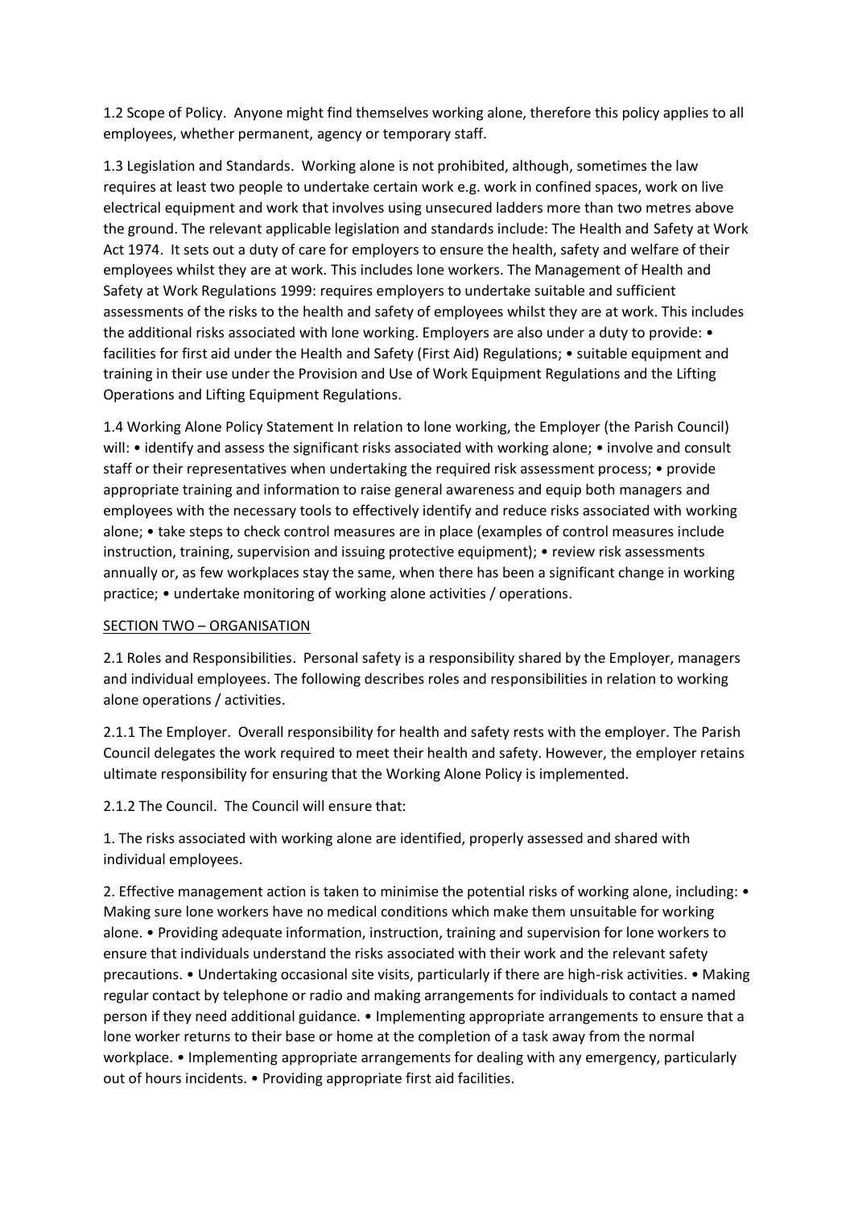1.2 Scope of Policy. Anyone might find themselves working alone, therefore this policy applies to all employees, whether permanent, agency or temporary staff.

1.3 Legislation and Standards. Working alone is not prohibited, although, sometimes the law requires at least two people to undertake certain work e.g. work in confined spaces, work on live electrical equipment and work that involves using unsecured ladders more than two metres above the ground. The relevant applicable legislation and standards include: The Health and Safety at Work Act 1974. It sets out a duty of care for employers to ensure the health, safety and welfare of their employees whilst they are at work. This includes lone workers. The Management of Health and Safety at Work Regulations 1999: requires employers to undertake suitable and sufficient assessments of the risks to the health and safety of employees whilst they are at work. This includes the additional risks associated with lone working. Employers are also under a duty to provide: • facilities for first aid under the Health and Safety (First Aid) Regulations; • suitable equipment and training in their use under the Provision and Use of Work Equipment Regulations and the Lifting Operations and Lifting Equipment Regulations.

1.4 Working Alone Policy Statement In relation to lone working, the Employer (the Parish Council) will: • identify and assess the significant risks associated with working alone; • involve and consult staff or their representatives when undertaking the required risk assessment process; • provide appropriate training and information to raise general awareness and equip both managers and employees with the necessary tools to effectively identify and reduce risks associated with working alone; • take steps to check control measures are in place (examples of control measures include instruction, training, supervision and issuing protective equipment); • review risk assessments annually or, as few workplaces stay the same, when there has been a significant change in working practice; • undertake monitoring of working alone activities / operations.

## SECTION TWO – ORGANISATION

2.1 Roles and Responsibilities. Personal safety is a responsibility shared by the Employer, managers and individual employees. The following describes roles and responsibilities in relation to working alone operations / activities.

2.1.1 The Employer. Overall responsibility for health and safety rests with the employer. The Parish Council delegates the work required to meet their health and safety. However, the employer retains ultimate responsibility for ensuring that the Working Alone Policy is implemented.

2.1.2 The Council. The Council will ensure that:

1. The risks associated with working alone are identified, properly assessed and shared with individual employees.

2. Effective management action is taken to minimise the potential risks of working alone, including: • Making sure lone workers have no medical conditions which make them unsuitable for working alone. • Providing adequate information, instruction, training and supervision for lone workers to ensure that individuals understand the risks associated with their work and the relevant safety precautions. • Undertaking occasional site visits, particularly if there are high-risk activities. • Making regular contact by telephone or radio and making arrangements for individuals to contact a named person if they need additional guidance. • Implementing appropriate arrangements to ensure that a lone worker returns to their base or home at the completion of a task away from the normal workplace. • Implementing appropriate arrangements for dealing with any emergency, particularly out of hours incidents. • Providing appropriate first aid facilities.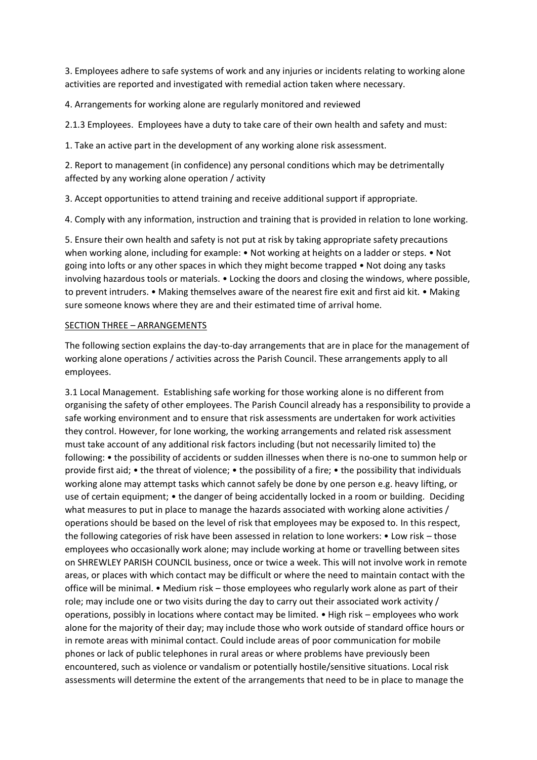3. Employees adhere to safe systems of work and any injuries or incidents relating to working alone activities are reported and investigated with remedial action taken where necessary.

4. Arrangements for working alone are regularly monitored and reviewed

2.1.3 Employees. Employees have a duty to take care of their own health and safety and must:

1. Take an active part in the development of any working alone risk assessment.

2. Report to management (in confidence) any personal conditions which may be detrimentally affected by any working alone operation / activity

3. Accept opportunities to attend training and receive additional support if appropriate.

4. Comply with any information, instruction and training that is provided in relation to lone working.

5. Ensure their own health and safety is not put at risk by taking appropriate safety precautions when working alone, including for example: • Not working at heights on a ladder or steps. • Not going into lofts or any other spaces in which they might become trapped • Not doing any tasks involving hazardous tools or materials. • Locking the doors and closing the windows, where possible, to prevent intruders. • Making themselves aware of the nearest fire exit and first aid kit. • Making sure someone knows where they are and their estimated time of arrival home.

## SECTION THREE – ARRANGEMENTS

The following section explains the day-to-day arrangements that are in place for the management of working alone operations / activities across the Parish Council. These arrangements apply to all employees.

3.1 Local Management. Establishing safe working for those working alone is no different from organising the safety of other employees. The Parish Council already has a responsibility to provide a safe working environment and to ensure that risk assessments are undertaken for work activities they control. However, for lone working, the working arrangements and related risk assessment must take account of any additional risk factors including (but not necessarily limited to) the following: • the possibility of accidents or sudden illnesses when there is no-one to summon help or provide first aid; • the threat of violence; • the possibility of a fire; • the possibility that individuals working alone may attempt tasks which cannot safely be done by one person e.g. heavy lifting, or use of certain equipment; • the danger of being accidentally locked in a room or building. Deciding what measures to put in place to manage the hazards associated with working alone activities / operations should be based on the level of risk that employees may be exposed to. In this respect, the following categories of risk have been assessed in relation to lone workers: • Low risk – those employees who occasionally work alone; may include working at home or travelling between sites on SHREWLEY PARISH COUNCIL business, once or twice a week. This will not involve work in remote areas, or places with which contact may be difficult or where the need to maintain contact with the office will be minimal. • Medium risk – those employees who regularly work alone as part of their role; may include one or two visits during the day to carry out their associated work activity / operations, possibly in locations where contact may be limited. • High risk – employees who work alone for the majority of their day; may include those who work outside of standard office hours or in remote areas with minimal contact. Could include areas of poor communication for mobile phones or lack of public telephones in rural areas or where problems have previously been encountered, such as violence or vandalism or potentially hostile/sensitive situations. Local risk assessments will determine the extent of the arrangements that need to be in place to manage the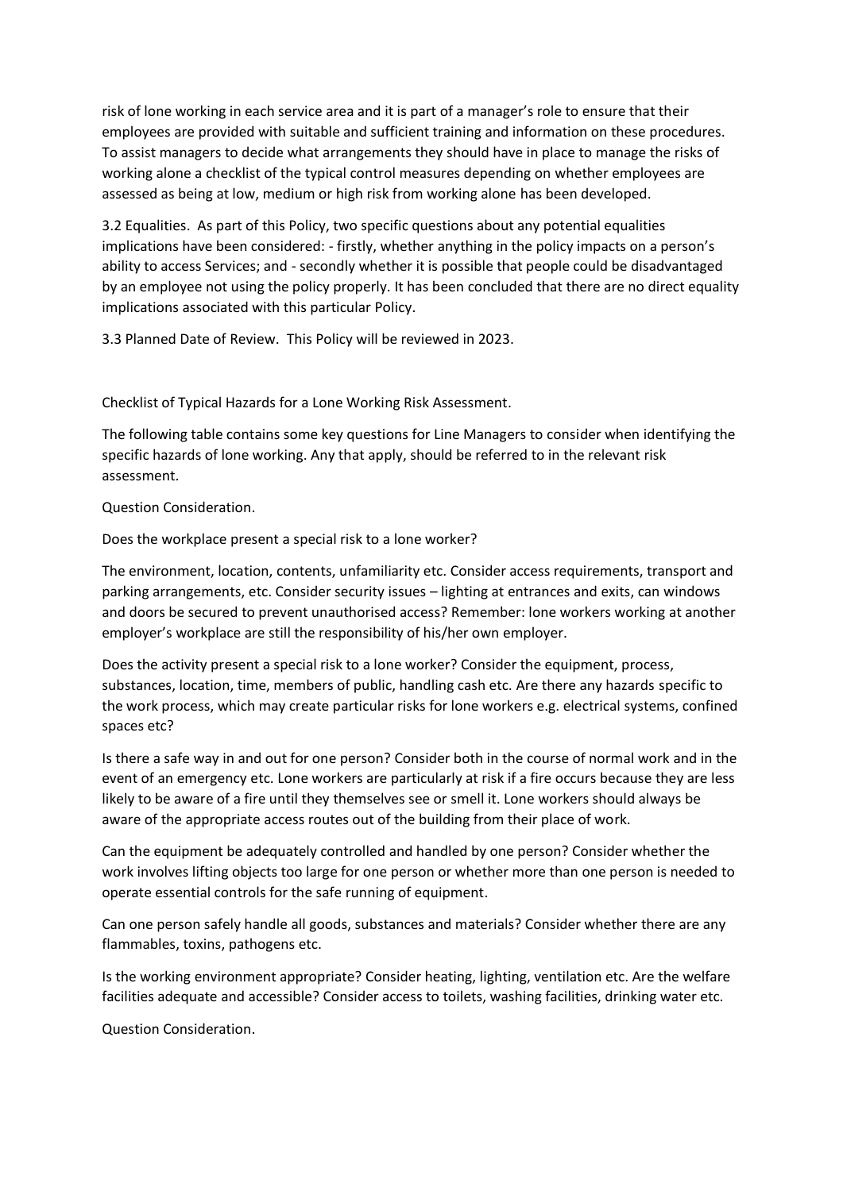risk of lone working in each service area and it is part of a manager's role to ensure that their employees are provided with suitable and sufficient training and information on these procedures. To assist managers to decide what arrangements they should have in place to manage the risks of working alone a checklist of the typical control measures depending on whether employees are assessed as being at low, medium or high risk from working alone has been developed.

3.2 Equalities. As part of this Policy, two specific questions about any potential equalities implications have been considered: - firstly, whether anything in the policy impacts on a person's ability to access Services; and - secondly whether it is possible that people could be disadvantaged by an employee not using the policy properly. It has been concluded that there are no direct equality implications associated with this particular Policy.

3.3 Planned Date of Review. This Policy will be reviewed in 2023.

Checklist of Typical Hazards for a Lone Working Risk Assessment.

The following table contains some key questions for Line Managers to consider when identifying the specific hazards of lone working. Any that apply, should be referred to in the relevant risk assessment.

Question Consideration.

Does the workplace present a special risk to a lone worker?

The environment, location, contents, unfamiliarity etc. Consider access requirements, transport and parking arrangements, etc. Consider security issues – lighting at entrances and exits, can windows and doors be secured to prevent unauthorised access? Remember: lone workers working at another employer's workplace are still the responsibility of his/her own employer.

Does the activity present a special risk to a lone worker? Consider the equipment, process, substances, location, time, members of public, handling cash etc. Are there any hazards specific to the work process, which may create particular risks for lone workers e.g. electrical systems, confined spaces etc?

Is there a safe way in and out for one person? Consider both in the course of normal work and in the event of an emergency etc. Lone workers are particularly at risk if a fire occurs because they are less likely to be aware of a fire until they themselves see or smell it. Lone workers should always be aware of the appropriate access routes out of the building from their place of work.

Can the equipment be adequately controlled and handled by one person? Consider whether the work involves lifting objects too large for one person or whether more than one person is needed to operate essential controls for the safe running of equipment.

Can one person safely handle all goods, substances and materials? Consider whether there are any flammables, toxins, pathogens etc.

Is the working environment appropriate? Consider heating, lighting, ventilation etc. Are the welfare facilities adequate and accessible? Consider access to toilets, washing facilities, drinking water etc.

Question Consideration.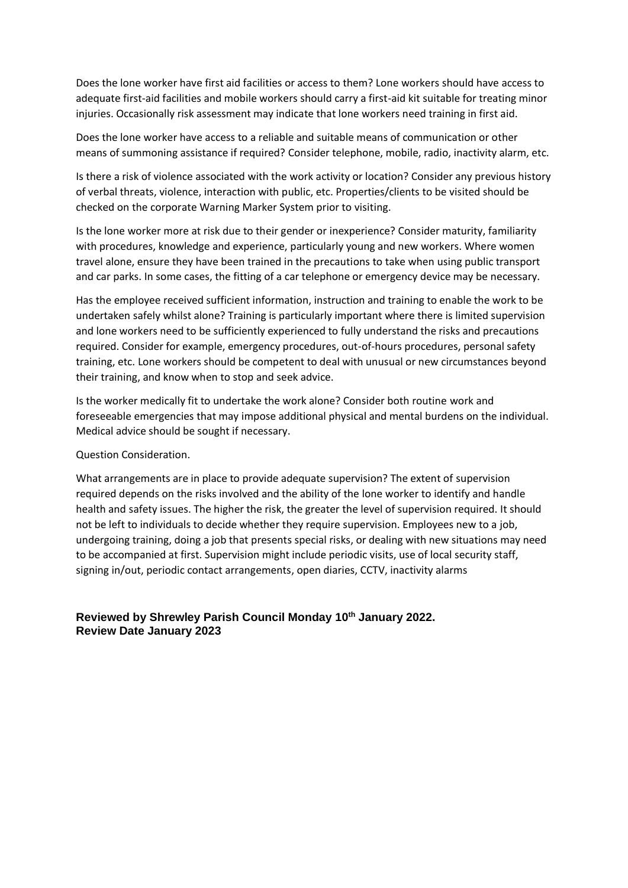Does the lone worker have first aid facilities or access to them? Lone workers should have access to adequate first-aid facilities and mobile workers should carry a first-aid kit suitable for treating minor injuries. Occasionally risk assessment may indicate that lone workers need training in first aid.

Does the lone worker have access to a reliable and suitable means of communication or other means of summoning assistance if required? Consider telephone, mobile, radio, inactivity alarm, etc.

Is there a risk of violence associated with the work activity or location? Consider any previous history of verbal threats, violence, interaction with public, etc. Properties/clients to be visited should be checked on the corporate Warning Marker System prior to visiting.

Is the lone worker more at risk due to their gender or inexperience? Consider maturity, familiarity with procedures, knowledge and experience, particularly young and new workers. Where women travel alone, ensure they have been trained in the precautions to take when using public transport and car parks. In some cases, the fitting of a car telephone or emergency device may be necessary.

Has the employee received sufficient information, instruction and training to enable the work to be undertaken safely whilst alone? Training is particularly important where there is limited supervision and lone workers need to be sufficiently experienced to fully understand the risks and precautions required. Consider for example, emergency procedures, out-of-hours procedures, personal safety training, etc. Lone workers should be competent to deal with unusual or new circumstances beyond their training, and know when to stop and seek advice.

Is the worker medically fit to undertake the work alone? Consider both routine work and foreseeable emergencies that may impose additional physical and mental burdens on the individual. Medical advice should be sought if necessary.

Question Consideration.

What arrangements are in place to provide adequate supervision? The extent of supervision required depends on the risks involved and the ability of the lone worker to identify and handle health and safety issues. The higher the risk, the greater the level of supervision required. It should not be left to individuals to decide whether they require supervision. Employees new to a job, undergoing training, doing a job that presents special risks, or dealing with new situations may need to be accompanied at first. Supervision might include periodic visits, use of local security staff, signing in/out, periodic contact arrangements, open diaries, CCTV, inactivity alarms

**Reviewed by Shrewley Parish Council Monday 10th January 2022.**
**Review Date January 2023**